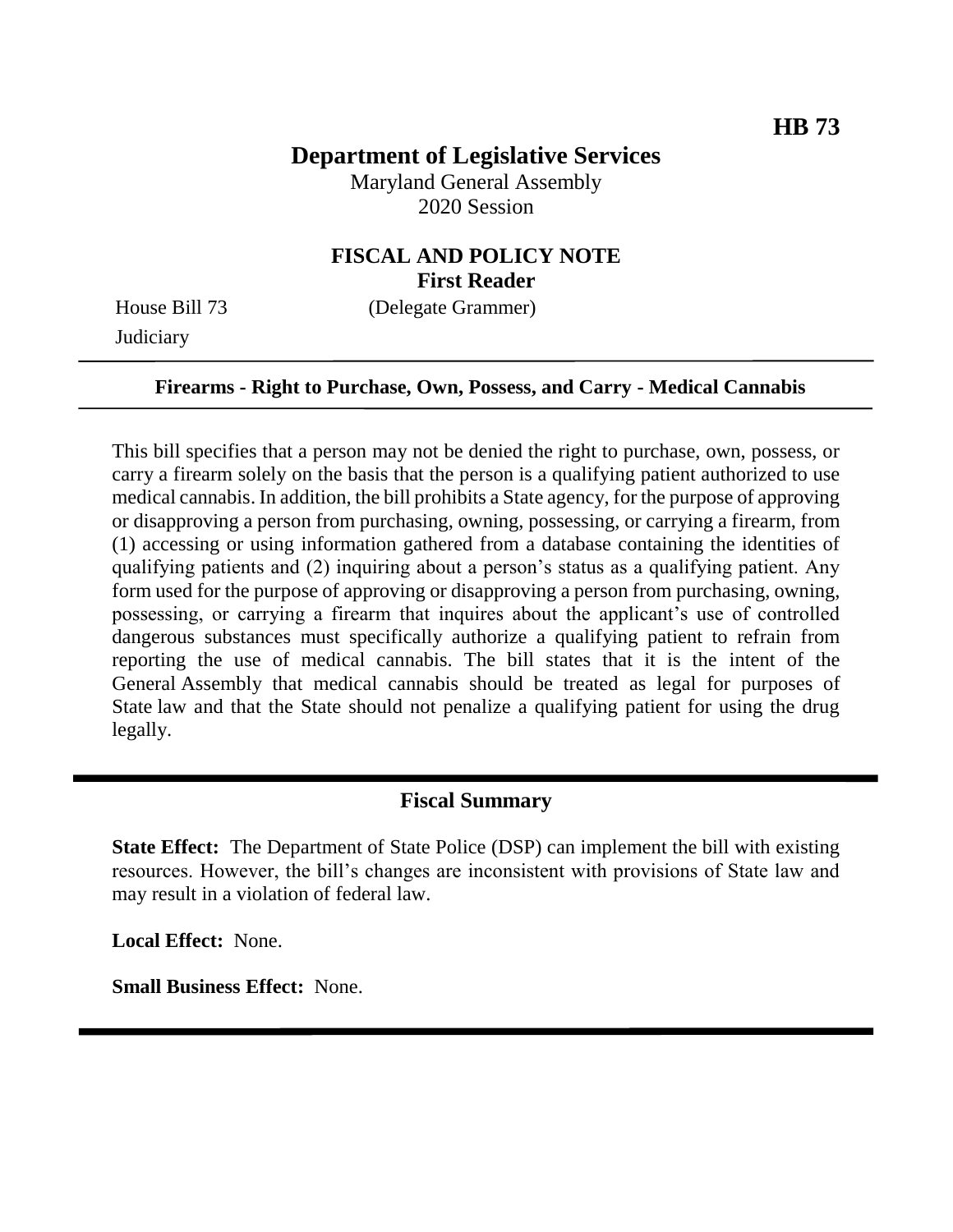HB 73

# Department of Legislative Services

Maryland General Assembly
2020 Session

## FISCAL AND POLICY NOTE
**First Reader**

House Bill 73 (Delegate Grammer)
Judiciary

**Firearms - Right to Purchase, Own, Possess, and Carry - Medical Cannabis**

This bill specifies that a person may not be denied the right to purchase, own, possess, or carry a firearm solely on the basis that the person is a qualifying patient authorized to use medical cannabis. In addition, the bill prohibits a State agency, for the purpose of approving or disapproving a person from purchasing, owning, possessing, or carrying a firearm, from (1) accessing or using information gathered from a database containing the identities of qualifying patients and (2) inquiring about a person's status as a qualifying patient. Any form used for the purpose of approving or disapproving a person from purchasing, owning, possessing, or carrying a firearm that inquires about the applicant's use of controlled dangerous substances must specifically authorize a qualifying patient to refrain from reporting the use of medical cannabis. The bill states that it is the intent of the General Assembly that medical cannabis should be treated as legal for purposes of State law and that the State should not penalize a qualifying patient for using the drug legally.

## Fiscal Summary

**State Effect:** The Department of State Police (DSP) can implement the bill with existing resources. However, the bill's changes are inconsistent with provisions of State law and may result in a violation of federal law.

**Local Effect:** None.

**Small Business Effect:** None.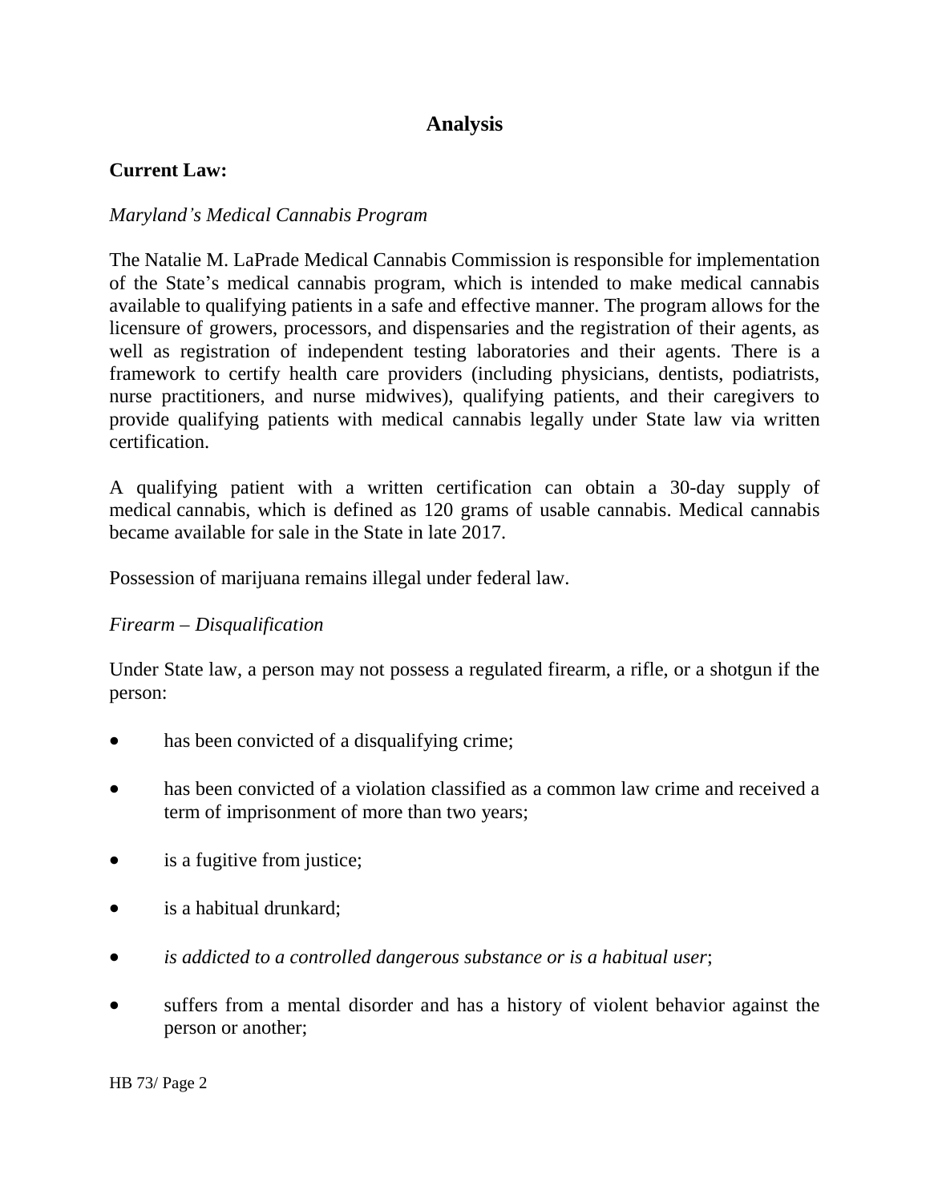## Analysis

**Current Law:**

*Maryland's Medical Cannabis Program*

The Natalie M. LaPrade Medical Cannabis Commission is responsible for implementation of the State's medical cannabis program, which is intended to make medical cannabis available to qualifying patients in a safe and effective manner. The program allows for the licensure of growers, processors, and dispensaries and the registration of their agents, as well as registration of independent testing laboratories and their agents. There is a framework to certify health care providers (including physicians, dentists, podiatrists, nurse practitioners, and nurse midwives), qualifying patients, and their caregivers to provide qualifying patients with medical cannabis legally under State law via written certification.

A qualifying patient with a written certification can obtain a 30-day supply of medical cannabis, which is defined as 120 grams of usable cannabis. Medical cannabis became available for sale in the State in late 2017.

Possession of marijuana remains illegal under federal law.

*Firearm – Disqualification*

Under State law, a person may not possess a regulated firearm, a rifle, or a shotgun if the person:

- has been convicted of a disqualifying crime;
- has been convicted of a violation classified as a common law crime and received a term of imprisonment of more than two years;
- is a fugitive from justice;
- is a habitual drunkard;
- *is addicted to a controlled dangerous substance or is a habitual user*;
- suffers from a mental disorder and has a history of violent behavior against the person or another;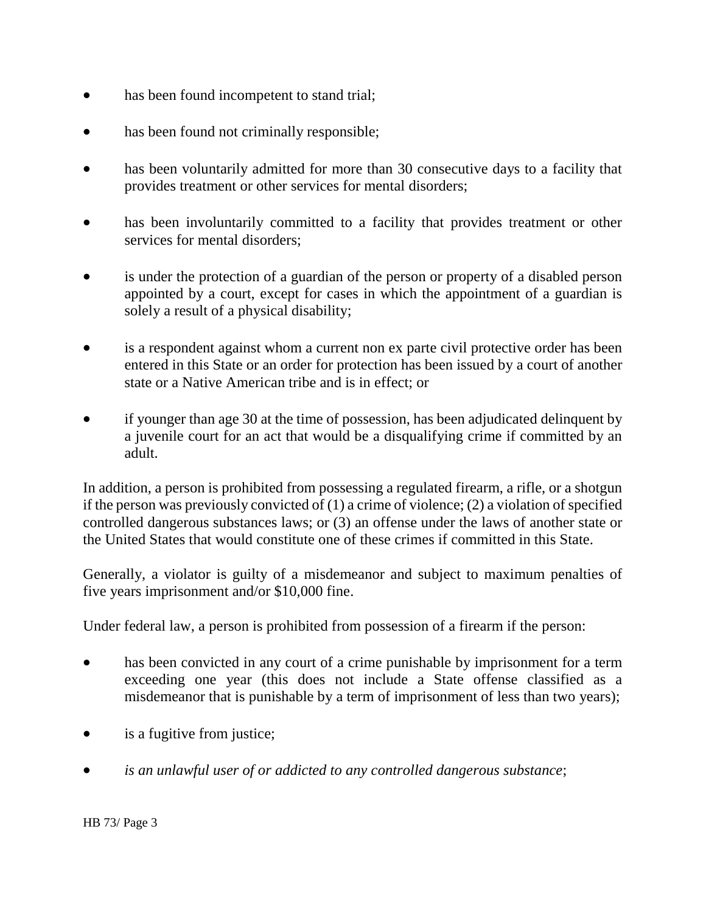- has been found incompetent to stand trial;
- has been found not criminally responsible;
- has been voluntarily admitted for more than 30 consecutive days to a facility that provides treatment or other services for mental disorders;
- has been involuntarily committed to a facility that provides treatment or other services for mental disorders;
- is under the protection of a guardian of the person or property of a disabled person appointed by a court, except for cases in which the appointment of a guardian is solely a result of a physical disability;
- is a respondent against whom a current non ex parte civil protective order has been entered in this State or an order for protection has been issued by a court of another state or a Native American tribe and is in effect; or
- if younger than age 30 at the time of possession, has been adjudicated delinquent by a juvenile court for an act that would be a disqualifying crime if committed by an adult.

In addition, a person is prohibited from possessing a regulated firearm, a rifle, or a shotgun if the person was previously convicted of (1) a crime of violence; (2) a violation of specified controlled dangerous substances laws; or (3) an offense under the laws of another state or the United States that would constitute one of these crimes if committed in this State.

Generally, a violator is guilty of a misdemeanor and subject to maximum penalties of five years imprisonment and/or $10,000 fine.

Under federal law, a person is prohibited from possession of a firearm if the person:

- has been convicted in any court of a crime punishable by imprisonment for a term exceeding one year (this does not include a State offense classified as a misdemeanor that is punishable by a term of imprisonment of less than two years);
- is a fugitive from justice;
- *is an unlawful user of or addicted to any controlled dangerous substance*;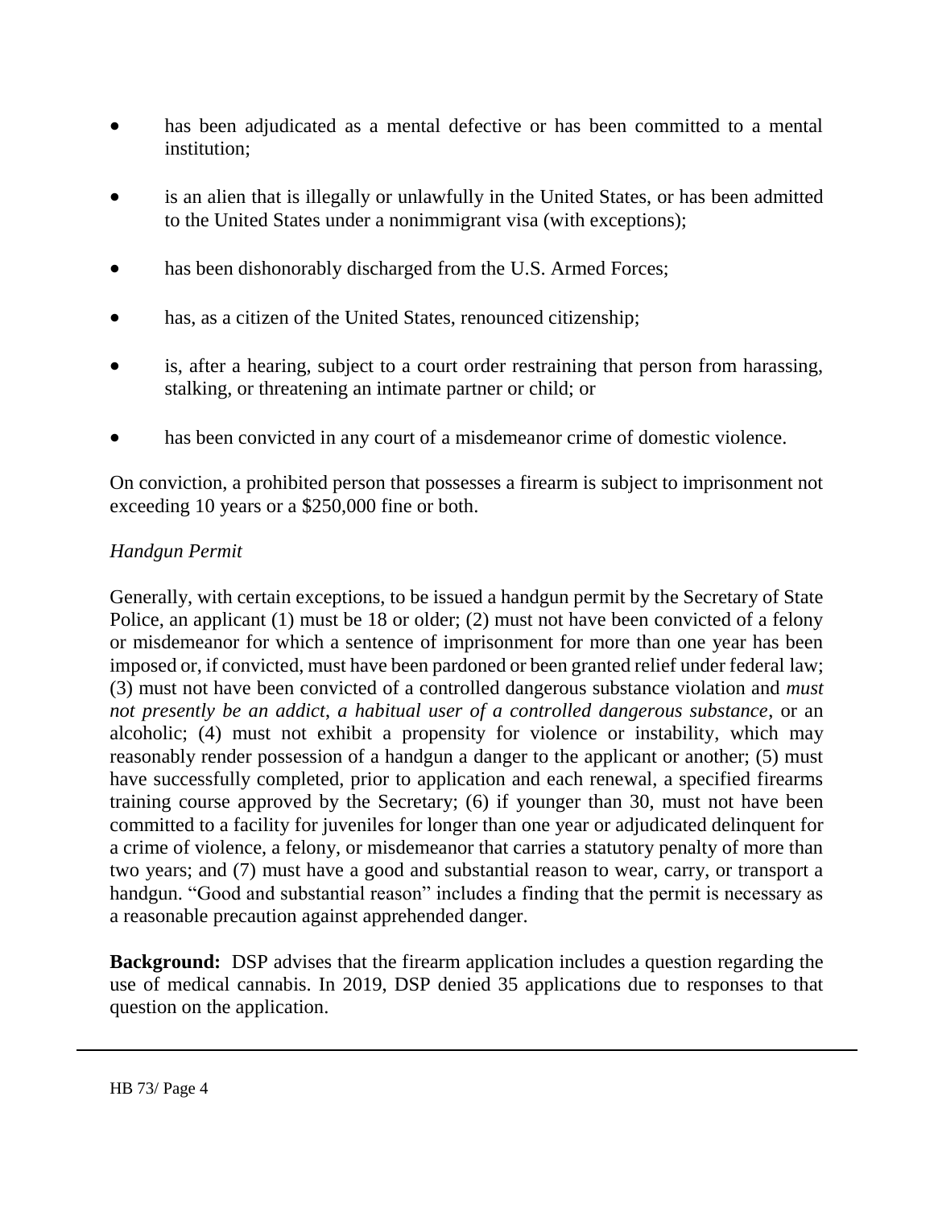- has been adjudicated as a mental defective or has been committed to a mental institution;
- is an alien that is illegally or unlawfully in the United States, or has been admitted to the United States under a nonimmigrant visa (with exceptions);
- has been dishonorably discharged from the U.S. Armed Forces;
- has, as a citizen of the United States, renounced citizenship;
- is, after a hearing, subject to a court order restraining that person from harassing, stalking, or threatening an intimate partner or child; or
- has been convicted in any court of a misdemeanor crime of domestic violence.

On conviction, a prohibited person that possesses a firearm is subject to imprisonment not exceeding 10 years or a $250,000 fine or both.

*Handgun Permit*

Generally, with certain exceptions, to be issued a handgun permit by the Secretary of State Police, an applicant (1) must be 18 or older; (2) must not have been convicted of a felony or misdemeanor for which a sentence of imprisonment for more than one year has been imposed or, if convicted, must have been pardoned or been granted relief under federal law; (3) must not have been convicted of a controlled dangerous substance violation and *must not presently be an addict*, *a habitual user of a controlled dangerous substance*, or an alcoholic; (4) must not exhibit a propensity for violence or instability, which may reasonably render possession of a handgun a danger to the applicant or another; (5) must have successfully completed, prior to application and each renewal, a specified firearms training course approved by the Secretary; (6) if younger than 30, must not have been committed to a facility for juveniles for longer than one year or adjudicated delinquent for a crime of violence, a felony, or misdemeanor that carries a statutory penalty of more than two years; and (7) must have a good and substantial reason to wear, carry, or transport a handgun. "Good and substantial reason" includes a finding that the permit is necessary as a reasonable precaution against apprehended danger.

**Background:** DSP advises that the firearm application includes a question regarding the use of medical cannabis. In 2019, DSP denied 35 applications due to responses to that question on the application.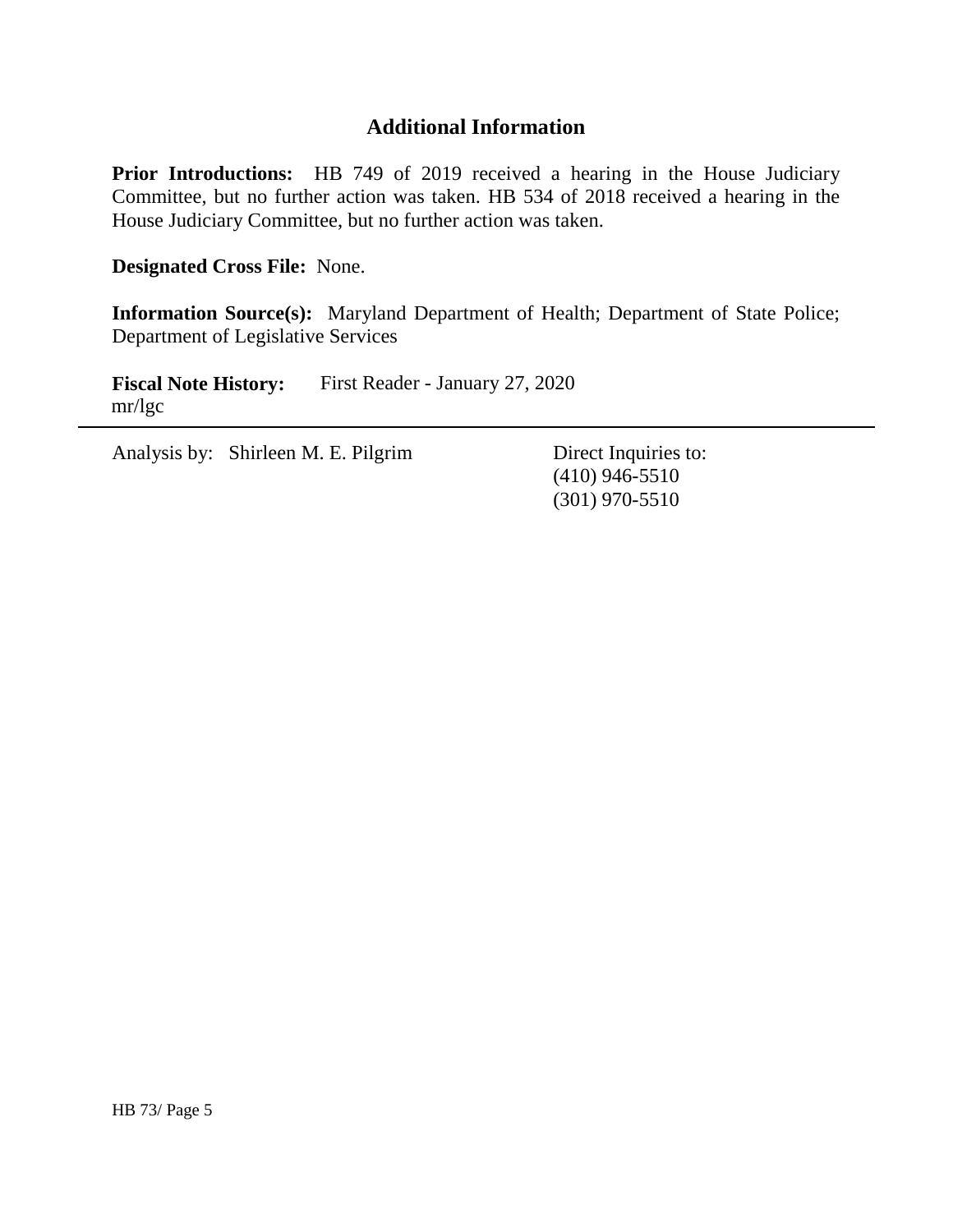## Additional Information

**Prior Introductions:** HB 749 of 2019 received a hearing in the House Judiciary Committee, but no further action was taken. HB 534 of 2018 received a hearing in the House Judiciary Committee, but no further action was taken.

**Designated Cross File:** None.

**Information Source(s):** Maryland Department of Health; Department of State Police; Department of Legislative Services

**Fiscal Note History:** First Reader - January 27, 2020
mr/lgc

---

Analysis by: Shirleen M. E. Pilgrim

Direct Inquiries to:
(410) 946-5510
(301) 970-5510